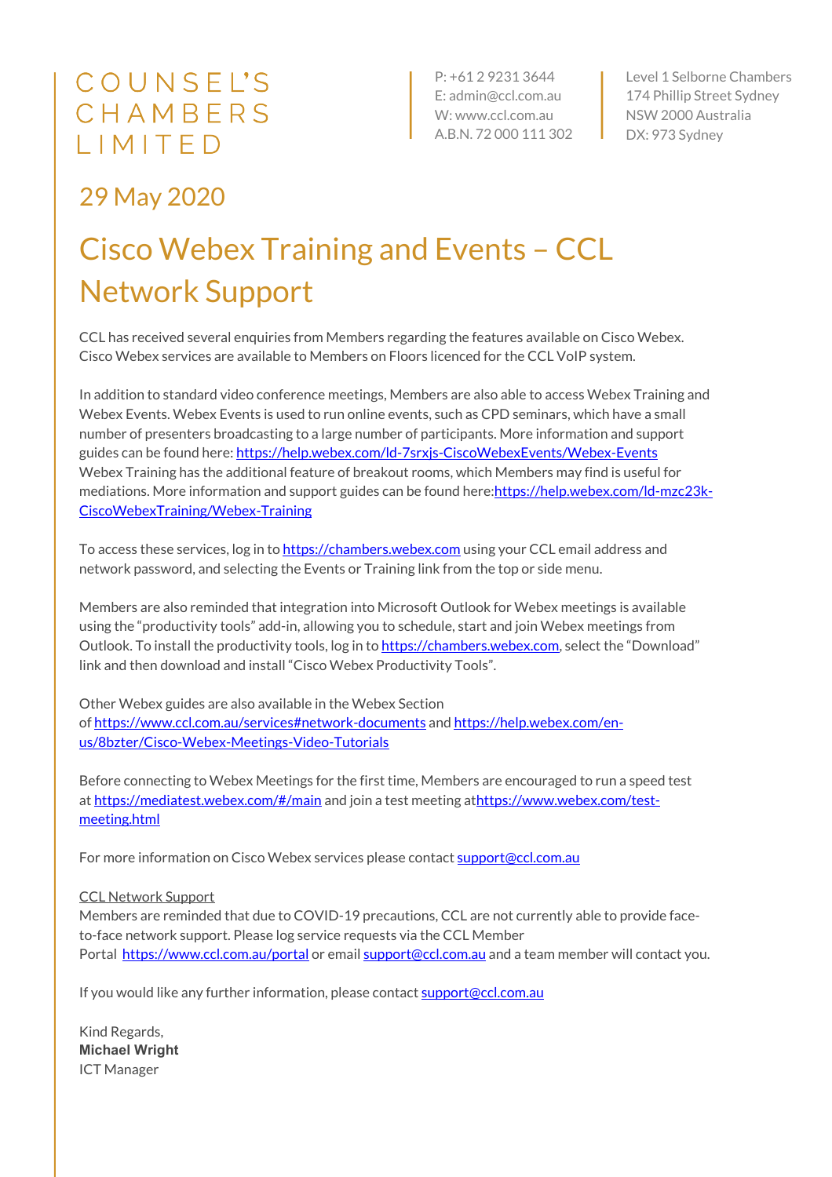COUNSEL'S CHAMBERS LIMITED

P: +61 2 9231 3644
E: admin@ccl.com.au
W: www.ccl.com.au
A.B.N. 72 000 111 302

Level 1 Selborne Chambers
174 Phillip Street Sydney
NSW 2000 Australia
DX: 973 Sydney

## 29 May 2020

# Cisco Webex Training and Events – CCL Network Support

CCL has received several enquiries from Members regarding the features available on Cisco Webex. Cisco Webex services are available to Members on Floors licenced for the CCL VoIP system.

In addition to standard video conference meetings, Members are also able to access Webex Training and Webex Events. Webex Events is used to run online events, such as CPD seminars, which have a small number of presenters broadcasting to a large number of participants. More information and support guides can be found here: https://help.webex.com/ld-7srxjs-CiscoWebexEvents/Webex-Events
Webex Training has the additional feature of breakout rooms, which Members may find is useful for mediations. More information and support guides can be found here:https://help.webex.com/ld-mzc23k-CiscoWebexTraining/Webex-Training

To access these services, log in to https://chambers.webex.com using your CCL email address and network password, and selecting the Events or Training link from the top or side menu.

Members are also reminded that integration into Microsoft Outlook for Webex meetings is available using the "productivity tools" add-in, allowing you to schedule, start and join Webex meetings from Outlook. To install the productivity tools, log in to https://chambers.webex.com, select the "Download" link and then download and install "Cisco Webex Productivity Tools".

Other Webex guides are also available in the Webex Section of https://www.ccl.com.au/services#network-documents and https://help.webex.com/en-us/8bzter/Cisco-Webex-Meetings-Video-Tutorials

Before connecting to Webex Meetings for the first time, Members are encouraged to run a speed test at https://mediatest.webex.com/#/main and join a test meeting athttps://www.webex.com/test-meeting.html

For more information on Cisco Webex services please contact support@ccl.com.au

CCL Network Support
Members are reminded that due to COVID-19 precautions, CCL are not currently able to provide face-to-face network support. Please log service requests via the CCL Member Portal https://www.ccl.com.au/portal or email support@ccl.com.au and a team member will contact you.

If you would like any further information, please contact support@ccl.com.au

Kind Regards,
**Michael Wright**
ICT Manager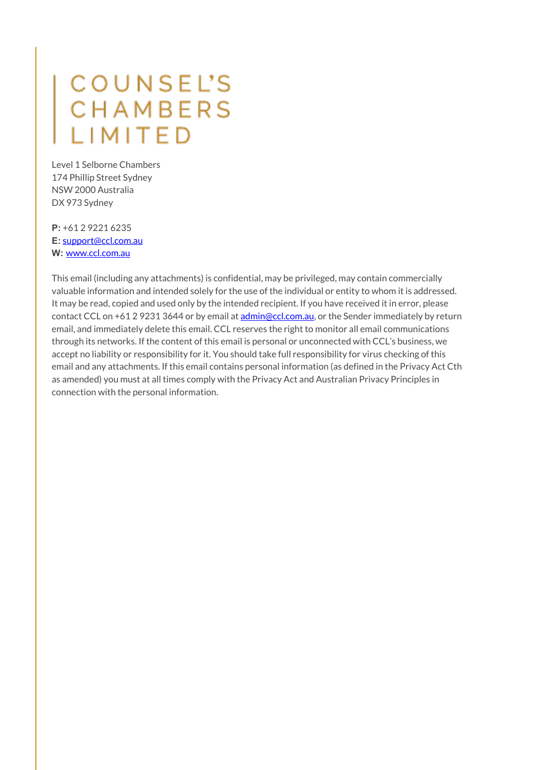COUNSEL'S
CHAMBERS
LIMITED

Level 1 Selborne Chambers
174 Phillip Street Sydney
NSW 2000 Australia
DX 973 Sydney

**P:** +61 2 9221 6235
**E:** support@ccl.com.au
**W:** www.ccl.com.au

This email (including any attachments) is confidential, may be privileged, may contain commercially valuable information and intended solely for the use of the individual or entity to whom it is addressed. It may be read, copied and used only by the intended recipient. If you have received it in error, please contact CCL on +61 2 9231 3644 or by email at admin@ccl.com.au, or the Sender immediately by return email, and immediately delete this email. CCL reserves the right to monitor all email communications through its networks. If the content of this email is personal or unconnected with CCL's business, we accept no liability or responsibility for it. You should take full responsibility for virus checking of this email and any attachments. If this email contains personal information (as defined in the Privacy Act Cth as amended) you must at all times comply with the Privacy Act and Australian Privacy Principles in connection with the personal information.